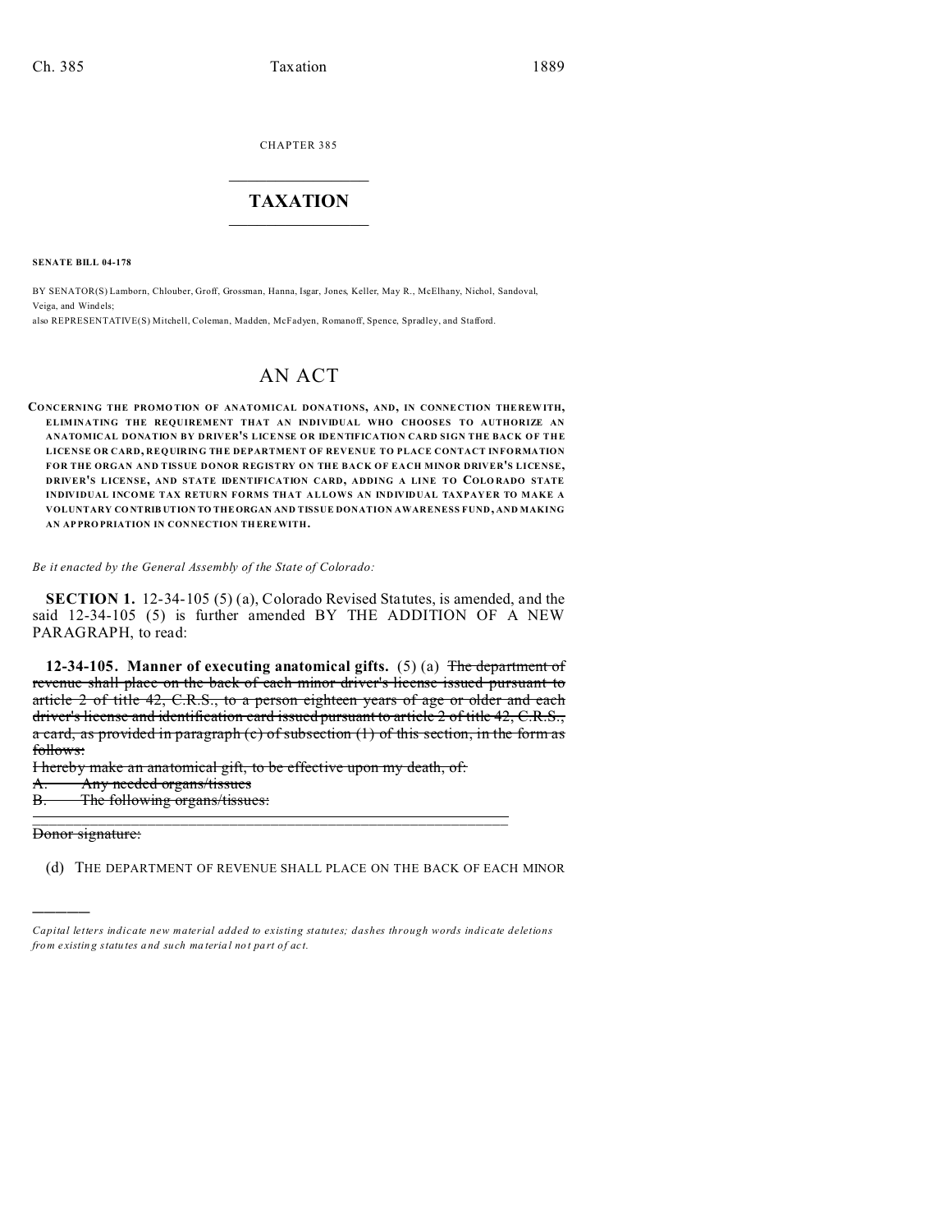CHAPTER 385

# TAXATION

**SENATE BILL 04-178**

BY SENATOR(S) Lamborn, Chlouber, Groff, Grossman, Hanna, Isgar, Jones, Keller, May R., McElhany, Nichol, Sandoval, Veiga, and Windels;

also REPRESENTATIVE(S) Mitchell, Coleman, Madden, McFadyen, Romanoff, Spence, Spradley, and Stafford.

## AN ACT

**CONCERNING THE PROMOTION OF ANATOMICAL DONATIONS, AND, IN CONNECTION THEREWITH, ELIMINATING THE REQUIREMENT THAT AN INDIVIDUAL WHO CHOOSES TO AUTHORIZE AN ANATOMICAL DONATION BY DRIVER'S LICENSE OR IDENTIFICATION CARD SIGN THE BACK OF THE LICENSE OR CARD, REQUIRING THE DEPARTMENT OF REVENUE TO PLACE CONTACT INFORMATION FOR THE ORGAN AND TISSUE DONOR REGISTRY ON THE BACK OF EACH MINOR DRIVER'S LICENSE, DRIVER'S LICENSE, AND STATE IDENTIFICATION CARD, ADDING A LINE TO COLORADO STATE INDIVIDUAL INCOME TAX RETURN FORMS THAT ALLOWS AN INDIVIDUAL TAXPAYER TO MAKE A VOLUNTARY CONTRIBUTION TO THE ORGAN AND TISSUE DONATION AWARENESS FUND, AND MAKING AN APPROPRIATION IN CONNECTION THEREWITH.**

*Be it enacted by the General Assembly of the State of Colorado:*

**SECTION 1.** 12-34-105 (5) (a), Colorado Revised Statutes, is amended, and the said 12-34-105 (5) is further amended BY THE ADDITION OF A NEW PARAGRAPH, to read:

**12-34-105. Manner of executing anatomical gifts.** (5) (a) ~~The department of revenue shall place on the back of each minor driver's license issued pursuant to article 2 of title 42, C.R.S., to a person eighteen years of age or older and each driver's license and identification card issued pursuant to article 2 of title 42, C.R.S., a card, as provided in paragraph (c) of subsection (1) of this section, in the form as follows:~~

~~I hereby make an anatomical gift, to be effective upon my death, of:~~

~~A. Any needed organs/tissues~~

~~B. The following organs/tissues:~~

~~Donor signature:~~

(d) THE DEPARTMENT OF REVENUE SHALL PLACE ON THE BACK OF EACH MINOR

*Capital letters indicate new material added to existing statutes; dashes through words indicate deletions from existing statutes and such material not part of act.*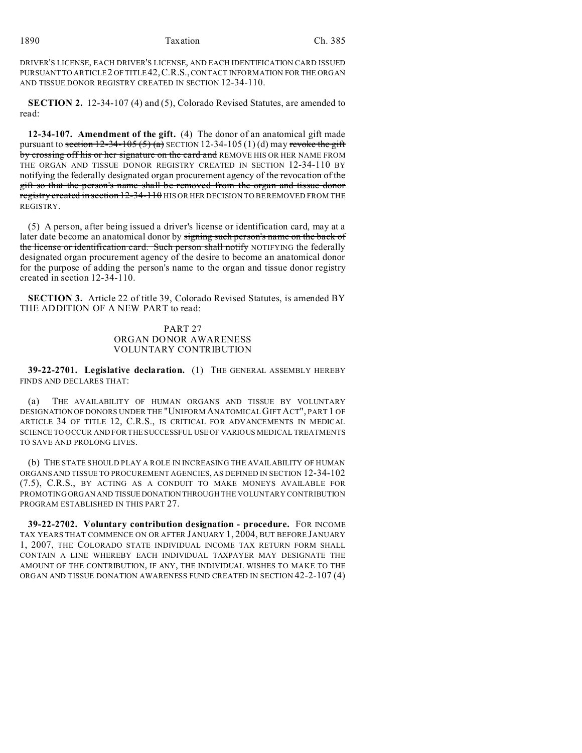DRIVER'S LICENSE, EACH DRIVER'S LICENSE, AND EACH IDENTIFICATION CARD ISSUED PURSUANT TO ARTICLE 2 OF TITLE 42, C.R.S., CONTACT INFORMATION FOR THE ORGAN AND TISSUE DONOR REGISTRY CREATED IN SECTION 12-34-110.

**SECTION 2.** 12-34-107 (4) and (5), Colorado Revised Statutes, are amended to read:

**12-34-107. Amendment of the gift.** (4) The donor of an anatomical gift made pursuant to ~~section 12-34-105 (5) (a)~~ SECTION 12-34-105 (1) (d) may ~~revoke the gift by crossing off his or her signature on the card and~~ REMOVE HIS OR HER NAME FROM THE ORGAN AND TISSUE DONOR REGISTRY CREATED IN SECTION 12-34-110 BY notifying the federally designated organ procurement agency of ~~the revocation of the gift so that the person's name shall be removed from the organ and tissue donor registry created in section 12-34-110~~ HIS OR HER DECISION TO BE REMOVED FROM THE REGISTRY.

(5) A person, after being issued a driver's license or identification card, may at a later date become an anatomical donor by ~~signing such person's name on the back of the license or identification card. Such person shall notify~~ NOTIFYING the federally designated organ procurement agency of the desire to become an anatomical donor for the purpose of adding the person's name to the organ and tissue donor registry created in section 12-34-110.

**SECTION 3.** Article 22 of title 39, Colorado Revised Statutes, is amended BY THE ADDITION OF A NEW PART to read:

PART 27
ORGAN DONOR AWARENESS
VOLUNTARY CONTRIBUTION

**39-22-2701. Legislative declaration.** (1) THE GENERAL ASSEMBLY HEREBY FINDS AND DECLARES THAT:

(a) THE AVAILABILITY OF HUMAN ORGANS AND TISSUE BY VOLUNTARY DESIGNATION OF DONORS UNDER THE "UNIFORM ANATOMICAL GIFT ACT", PART 1 OF ARTICLE 34 OF TITLE 12, C.R.S., IS CRITICAL FOR ADVANCEMENTS IN MEDICAL SCIENCE TO OCCUR AND FOR THE SUCCESSFUL USE OF VARIOUS MEDICAL TREATMENTS TO SAVE AND PROLONG LIVES.

(b) THE STATE SHOULD PLAY A ROLE IN INCREASING THE AVAILABILITY OF HUMAN ORGANS AND TISSUE TO PROCUREMENT AGENCIES, AS DEFINED IN SECTION 12-34-102 (7.5), C.R.S., BY ACTING AS A CONDUIT TO MAKE MONEYS AVAILABLE FOR PROMOTING ORGAN AND TISSUE DONATION THROUGH THE VOLUNTARY CONTRIBUTION PROGRAM ESTABLISHED IN THIS PART 27.

**39-22-2702. Voluntary contribution designation - procedure.** FOR INCOME TAX YEARS THAT COMMENCE ON OR AFTER JANUARY 1, 2004, BUT BEFORE JANUARY 1, 2007, THE COLORADO STATE INDIVIDUAL INCOME TAX RETURN FORM SHALL CONTAIN A LINE WHEREBY EACH INDIVIDUAL TAXPAYER MAY DESIGNATE THE AMOUNT OF THE CONTRIBUTION, IF ANY, THE INDIVIDUAL WISHES TO MAKE TO THE ORGAN AND TISSUE DONATION AWARENESS FUND CREATED IN SECTION 42-2-107 (4)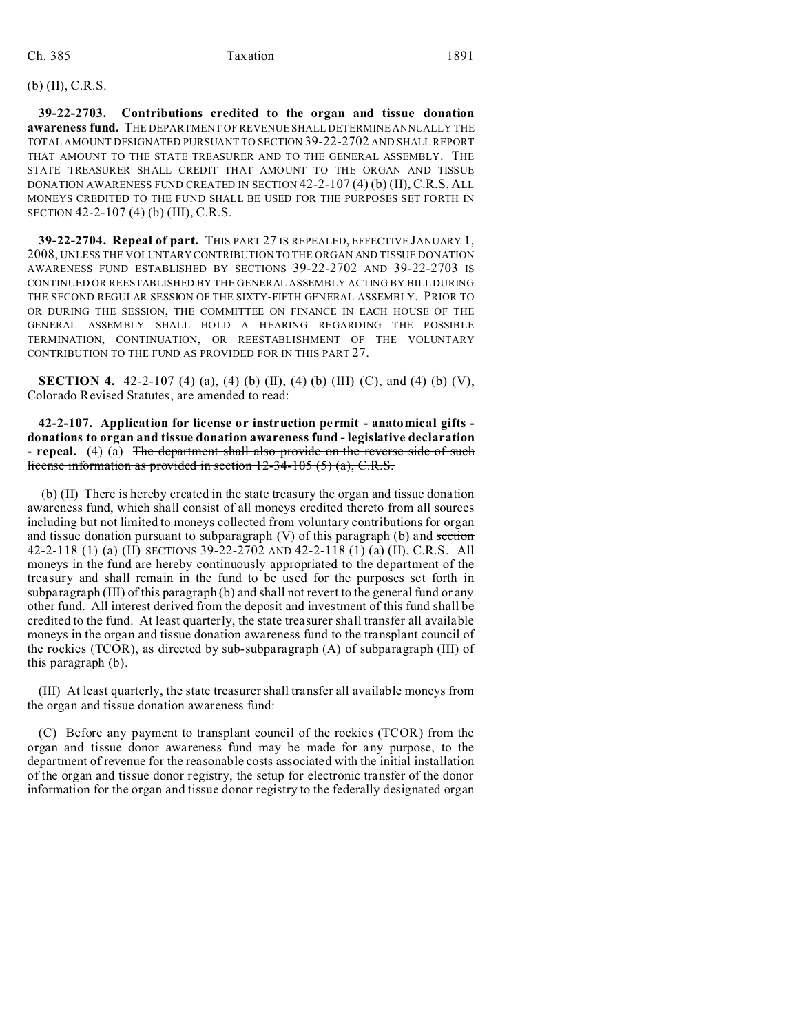(b) (II), C.R.S.

**39-22-2703. Contributions credited to the organ and tissue donation awareness fund.** THE DEPARTMENT OF REVENUE SHALL DETERMINE ANNUALLY THE TOTAL AMOUNT DESIGNATED PURSUANT TO SECTION 39-22-2702 AND SHALL REPORT THAT AMOUNT TO THE STATE TREASURER AND TO THE GENERAL ASSEMBLY. THE STATE TREASURER SHALL CREDIT THAT AMOUNT TO THE ORGAN AND TISSUE DONATION AWARENESS FUND CREATED IN SECTION 42-2-107 (4) (b) (II), C.R.S. ALL MONEYS CREDITED TO THE FUND SHALL BE USED FOR THE PURPOSES SET FORTH IN SECTION 42-2-107 (4) (b) (III), C.R.S.

**39-22-2704. Repeal of part.** THIS PART 27 IS REPEALED, EFFECTIVE JANUARY 1, 2008, UNLESS THE VOLUNTARY CONTRIBUTION TO THE ORGAN AND TISSUE DONATION AWARENESS FUND ESTABLISHED BY SECTIONS 39-22-2702 AND 39-22-2703 IS CONTINUED OR REESTABLISHED BY THE GENERAL ASSEMBLY ACTING BY BILL DURING THE SECOND REGULAR SESSION OF THE SIXTY-FIFTH GENERAL ASSEMBLY. PRIOR TO OR DURING THE SESSION, THE COMMITTEE ON FINANCE IN EACH HOUSE OF THE GENERAL ASSEMBLY SHALL HOLD A HEARING REGARDING THE POSSIBLE TERMINATION, CONTINUATION, OR REESTABLISHMENT OF THE VOLUNTARY CONTRIBUTION TO THE FUND AS PROVIDED FOR IN THIS PART 27.

**SECTION 4.** 42-2-107 (4) (a), (4) (b) (II), (4) (b) (III) (C), and (4) (b) (V), Colorado Revised Statutes, are amended to read:

**42-2-107. Application for license or instruction permit - anatomical gifts - donations to organ and tissue donation awareness fund - legislative declaration - repeal.** (4) (a) ~~The department shall also provide on the reverse side of such license information as provided in section 12-34-105 (5) (a), C.R.S.~~

(b) (II) There is hereby created in the state treasury the organ and tissue donation awareness fund, which shall consist of all moneys credited thereto from all sources including but not limited to moneys collected from voluntary contributions for organ and tissue donation pursuant to subparagraph (V) of this paragraph (b) and ~~section 42-2-118 (1) (a) (II)~~ SECTIONS 39-22-2702 AND 42-2-118 (1) (a) (II), C.R.S. All moneys in the fund are hereby continuously appropriated to the department of the treasury and shall remain in the fund to be used for the purposes set forth in subparagraph (III) of this paragraph (b) and shall not revert to the general fund or any other fund. All interest derived from the deposit and investment of this fund shall be credited to the fund. At least quarterly, the state treasurer shall transfer all available moneys in the organ and tissue donation awareness fund to the transplant council of the rockies (TCOR), as directed by sub-subparagraph (A) of subparagraph (III) of this paragraph (b).

(III) At least quarterly, the state treasurer shall transfer all available moneys from the organ and tissue donation awareness fund:

(C) Before any payment to transplant council of the rockies (TCOR) from the organ and tissue donor awareness fund may be made for any purpose, to the department of revenue for the reasonable costs associated with the initial installation of the organ and tissue donor registry, the setup for electronic transfer of the donor information for the organ and tissue donor registry to the federally designated organ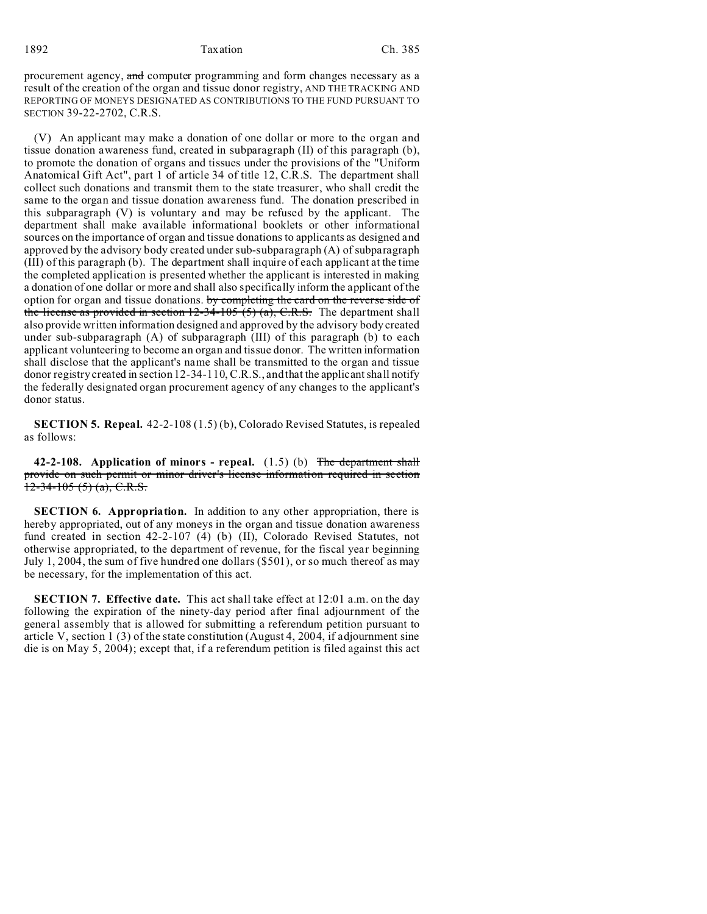procurement agency, ~~and~~ computer programming and form changes necessary as a result of the creation of the organ and tissue donor registry, AND THE TRACKING AND REPORTING OF MONEYS DESIGNATED AS CONTRIBUTIONS TO THE FUND PURSUANT TO SECTION 39-22-2702, C.R.S.

(V) An applicant may make a donation of one dollar or more to the organ and tissue donation awareness fund, created in subparagraph (II) of this paragraph (b), to promote the donation of organs and tissues under the provisions of the "Uniform Anatomical Gift Act", part 1 of article 34 of title 12, C.R.S. The department shall collect such donations and transmit them to the state treasurer, who shall credit the same to the organ and tissue donation awareness fund. The donation prescribed in this subparagraph (V) is voluntary and may be refused by the applicant. The department shall make available informational booklets or other informational sources on the importance of organ and tissue donations to applicants as designed and approved by the advisory body created under sub-subparagraph (A) of subparagraph (III) of this paragraph (b). The department shall inquire of each applicant at the time the completed application is presented whether the applicant is interested in making a donation of one dollar or more and shall also specifically inform the applicant of the option for organ and tissue donations. ~~by completing the card on the reverse side of the license as provided in section 12-34-105 (5) (a), C.R.S.~~ The department shall also provide written information designed and approved by the advisory body created under sub-subparagraph (A) of subparagraph (III) of this paragraph (b) to each applicant volunteering to become an organ and tissue donor. The written information shall disclose that the applicant's name shall be transmitted to the organ and tissue donor registry created in section 12-34-110, C.R.S., and that the applicant shall notify the federally designated organ procurement agency of any changes to the applicant's donor status.

**SECTION 5. Repeal.** 42-2-108 (1.5) (b), Colorado Revised Statutes, is repealed as follows:

**42-2-108. Application of minors - repeal.** (1.5) (b) ~~The department shall provide on such permit or minor driver's license information required in section 12-34-105 (5) (a), C.R.S.~~

**SECTION 6. Appropriation.** In addition to any other appropriation, there is hereby appropriated, out of any moneys in the organ and tissue donation awareness fund created in section 42-2-107 (4) (b) (II), Colorado Revised Statutes, not otherwise appropriated, to the department of revenue, for the fiscal year beginning July 1, 2004, the sum of five hundred one dollars ($501), or so much thereof as may be necessary, for the implementation of this act.

**SECTION 7. Effective date.** This act shall take effect at 12:01 a.m. on the day following the expiration of the ninety-day period after final adjournment of the general assembly that is allowed for submitting a referendum petition pursuant to article V, section 1 (3) of the state constitution (August 4, 2004, if adjournment sine die is on May 5, 2004); except that, if a referendum petition is filed against this act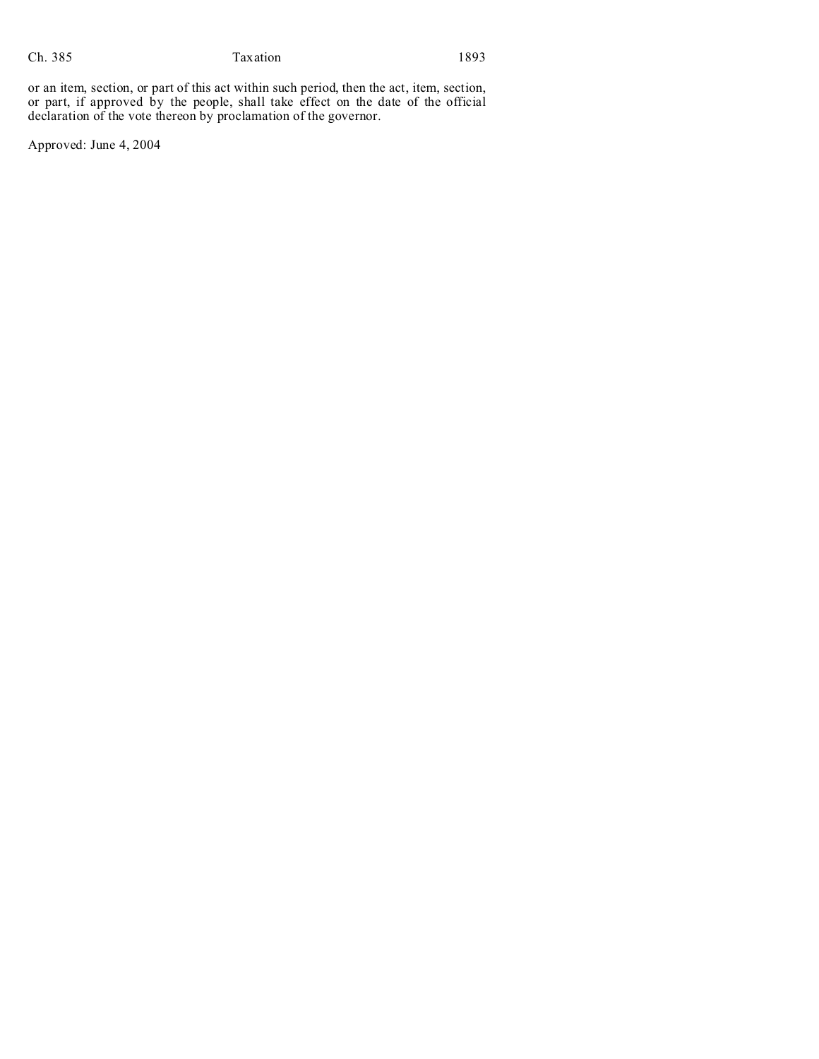or an item, section, or part of this act within such period, then the act, item, section, or part, if approved by the people, shall take effect on the date of the official declaration of the vote thereon by proclamation of the governor.

Approved: June 4, 2004